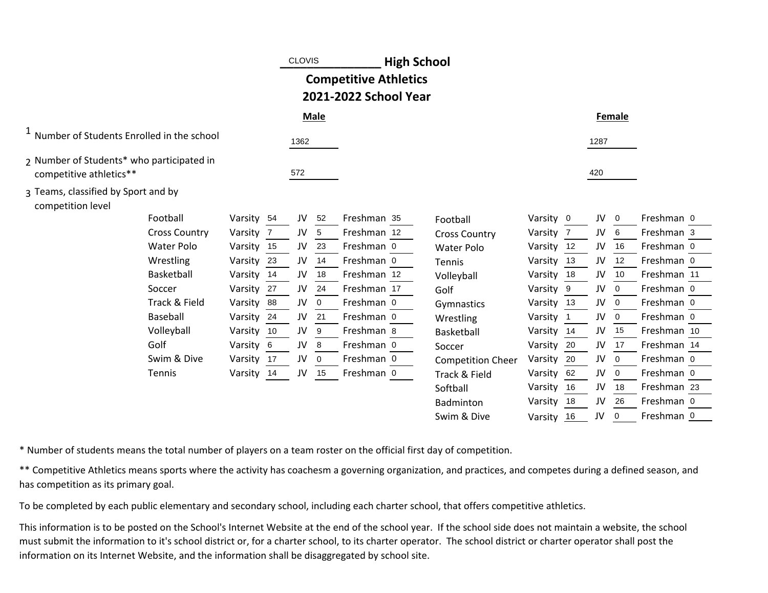# CLOVIS High School

## Competitive Athletics

## 2021-2022 School Year

| | Male | Female |
|---|---|---|
| 1 Number of Students Enrolled in the school | 1362 | 1287 |
| 2 Number of Students* who participated in competitive athletics** | 572 | 420 |

3 Teams, classified by Sport and by competition level

**Male**

| Sport | Varsity | JV | Freshman |
|---|---|---|---|
| Football | 54 | 52 | 35 |
| Cross Country | 7 | 5 | 12 |
| Water Polo | 15 | 23 | 0 |
| Wrestling | 23 | 14 | 0 |
| Basketball | 14 | 18 | 12 |
| Soccer | 27 | 24 | 17 |
| Track & Field | 88 | 0 | 0 |
| Baseball | 24 | 21 | 0 |
| Volleyball | 10 | 9 | 8 |
| Golf | 6 | 8 | 0 |
| Swim & Dive | 17 | 0 | 0 |
| Tennis | 14 | 15 | 0 |

**Female**

| Sport | Varsity | JV | Freshman |
|---|---|---|---|
| Football | 0 | 0 | 0 |
| Cross Country | 7 | 6 | 3 |
| Water Polo | 12 | 16 | 0 |
| Tennis | 13 | 12 | 0 |
| Volleyball | 18 | 10 | 11 |
| Golf | 9 | 0 | 0 |
| Gymnastics | 13 | 0 | 0 |
| Wrestling | 1 | 0 | 0 |
| Basketball | 14 | 15 | 10 |
| Soccer | 20 | 17 | 14 |
| Competition Cheer | 20 | 0 | 0 |
| Track & Field | 62 | 0 | 0 |
| Softball | 16 | 18 | 23 |
| Badminton | 18 | 26 | 0 |
| Swim & Dive | 16 | 0 | 0 |

* Number of students means the total number of players on a team roster on the official first day of competition.

** Competitive Athletics means sports where the activity has coachesm a governing organization, and practices, and competes during a defined season, and has competition as its primary goal.

To be completed by each public elementary and secondary school, including each charter school, that offers competitive athletics.

This information is to be posted on the School's Internet Website at the end of the school year. If the school side does not maintain a website, the school must submit the information to it's school district or, for a charter school, to its charter operator. The school district or charter operator shall post the information on its Internet Website, and the information shall be disaggregated by school site.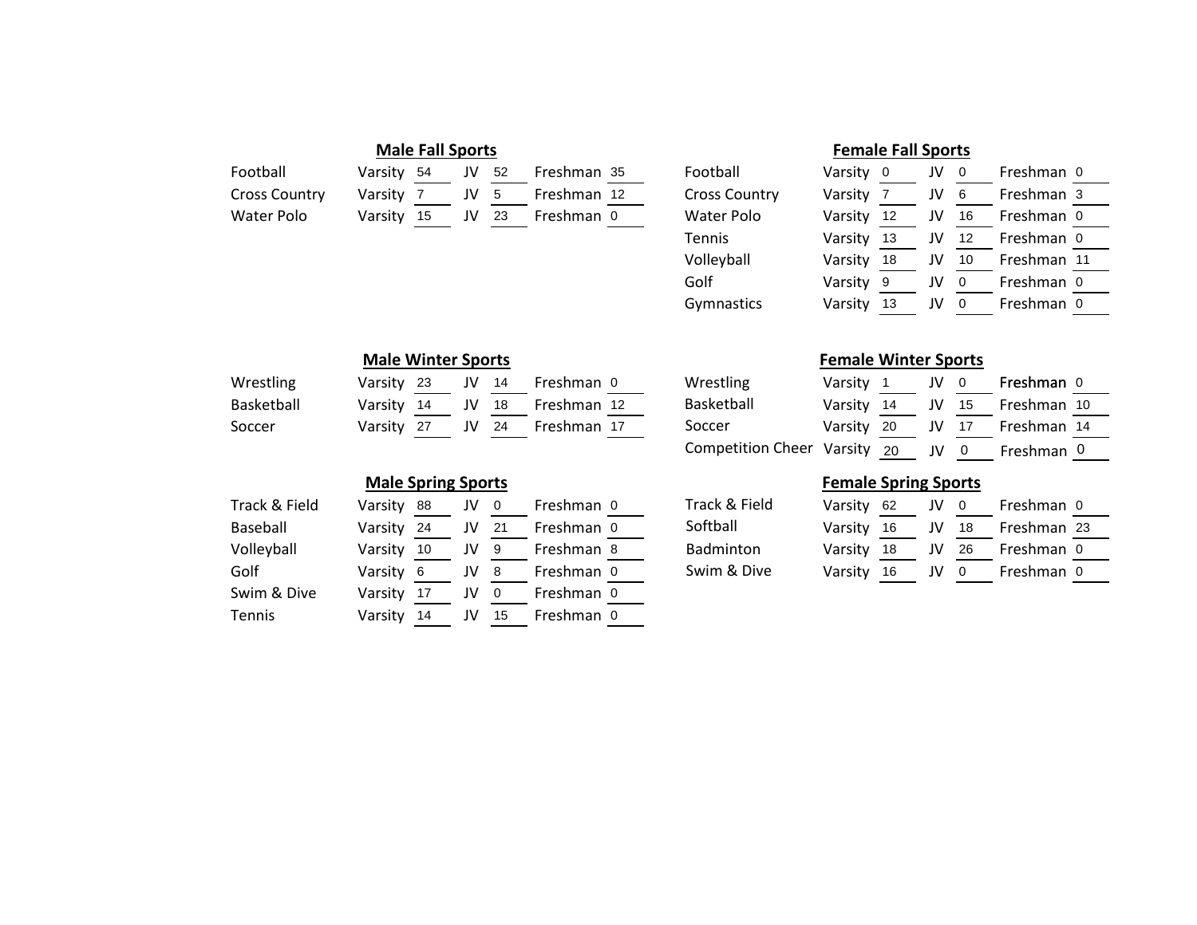### Male Fall Sports

| Sport | Varsity | JV | Freshman |
|---|---|---|---|
| Football | 54 | 52 | 35 |
| Cross Country | 7 | 5 | 12 |
| Water Polo | 15 | 23 | 0 |

### Female Fall Sports

| Sport | Varsity | JV | Freshman |
|---|---|---|---|
| Football | 0 | 0 | 0 |
| Cross Country | 7 | 6 | 3 |
| Water Polo | 12 | 16 | 0 |
| Tennis | 13 | 12 | 0 |
| Volleyball | 18 | 10 | 11 |
| Golf | 9 | 0 | 0 |
| Gymnastics | 13 | 0 | 0 |

### Male Winter Sports

| Sport | Varsity | JV | Freshman |
|---|---|---|---|
| Wrestling | 23 | 14 | 0 |
| Basketball | 14 | 18 | 12 |
| Soccer | 27 | 24 | 17 |

### Female Winter Sports

| Sport | Varsity | JV | Freshman |
|---|---|---|---|
| Wrestling | 1 | 0 | 0 |
| Basketball | 14 | 15 | 10 |
| Soccer | 20 | 17 | 14 |
| Competition Cheer | 20 | 0 | 0 |

### Male Spring Sports

| Sport | Varsity | JV | Freshman |
|---|---|---|---|
| Track & Field | 88 | 0 | 0 |
| Baseball | 24 | 21 | 0 |
| Volleyball | 10 | 9 | 8 |
| Golf | 6 | 8 | 0 |
| Swim & Dive | 17 | 0 | 0 |
| Tennis | 14 | 15 | 0 |

### Female Spring Sports

| Sport | Varsity | JV | Freshman |
|---|---|---|---|
| Track & Field | 62 | 0 | 0 |
| Softball | 16 | 18 | 23 |
| Badminton | 18 | 26 | 0 |
| Swim & Dive | 16 | 0 | 0 |